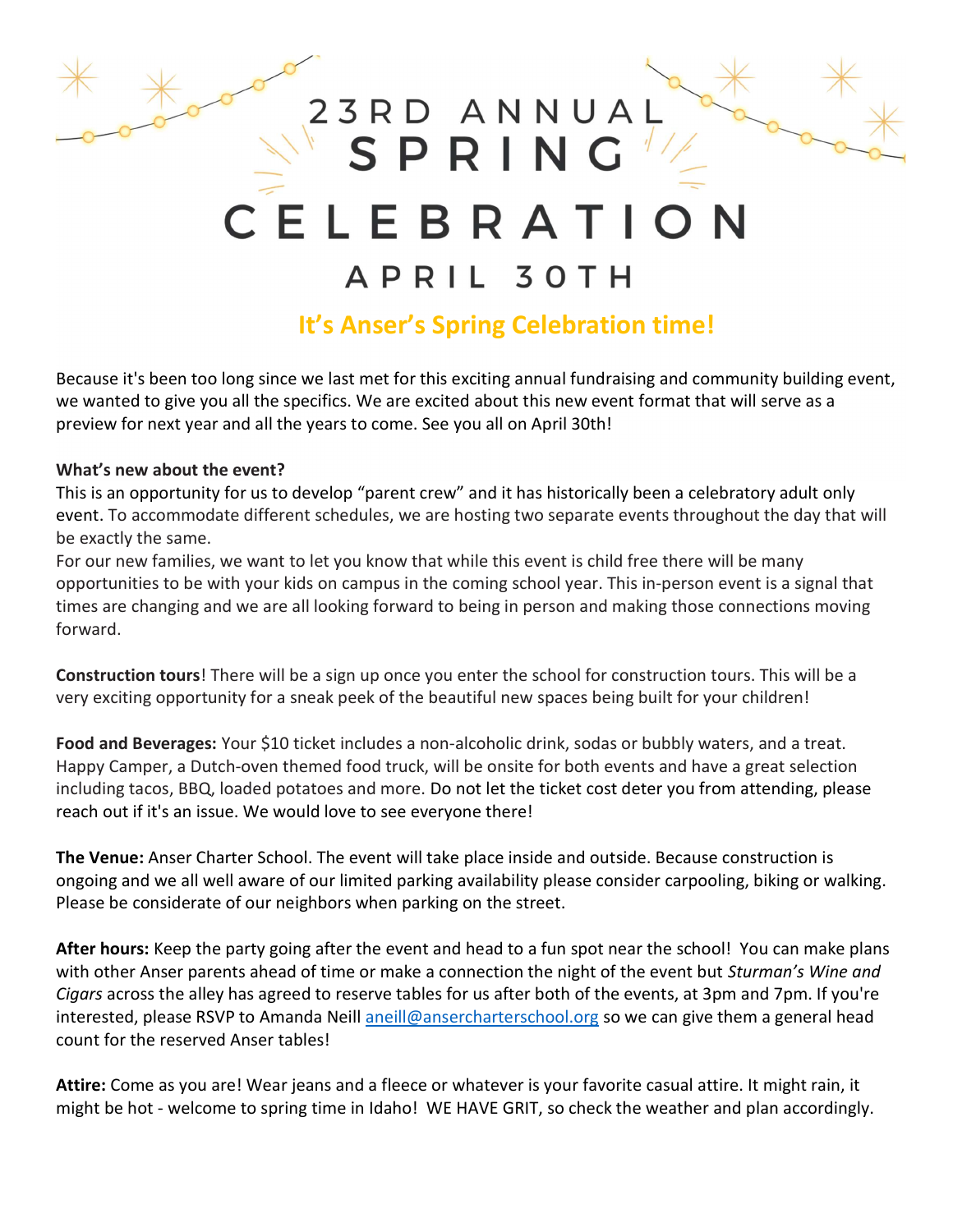# 23RD ANNUAL SPRING CELEBRATION

## APRIL 30TH

## It's Anser's Spring Celebration time!

Because it's been too long since we last met for this exciting annual fundraising and community building event, we wanted to give you all the specifics. We are excited about this new event format that will serve as a preview for next year and all the years to come. See you all on April 30th!

**What's new about the event?**
This is an opportunity for us to develop "parent crew" and it has historically been a celebratory adult only event. To accommodate different schedules, we are hosting two separate events throughout the day that will be exactly the same.
For our new families, we want to let you know that while this event is child free there will be many opportunities to be with your kids on campus in the coming school year. This in-person event is a signal that times are changing and we are all looking forward to being in person and making those connections moving forward.

**Construction tours**! There will be a sign up once you enter the school for construction tours. This will be a very exciting opportunity for a sneak peek of the beautiful new spaces being built for your children!

**Food and Beverages:** Your $10 ticket includes a non-alcoholic drink, sodas or bubbly waters, and a treat. Happy Camper, a Dutch-oven themed food truck, will be onsite for both events and have a great selection including tacos, BBQ, loaded potatoes and more. Do not let the ticket cost deter you from attending, please reach out if it's an issue. We would love to see everyone there!

**The Venue:** Anser Charter School. The event will take place inside and outside. Because construction is ongoing and we all well aware of our limited parking availability please consider carpooling, biking or walking. Please be considerate of our neighbors when parking on the street.

**After hours:** Keep the party going after the event and head to a fun spot near the school! You can make plans with other Anser parents ahead of time or make a connection the night of the event but *Sturman's Wine and Cigars* across the alley has agreed to reserve tables for us after both of the events, at 3pm and 7pm. If you're interested, please RSVP to Amanda Neill aneill@ansercharterschool.org so we can give them a general head count for the reserved Anser tables!

**Attire:** Come as you are! Wear jeans and a fleece or whatever is your favorite casual attire. It might rain, it might be hot - welcome to spring time in Idaho! WE HAVE GRIT, so check the weather and plan accordingly.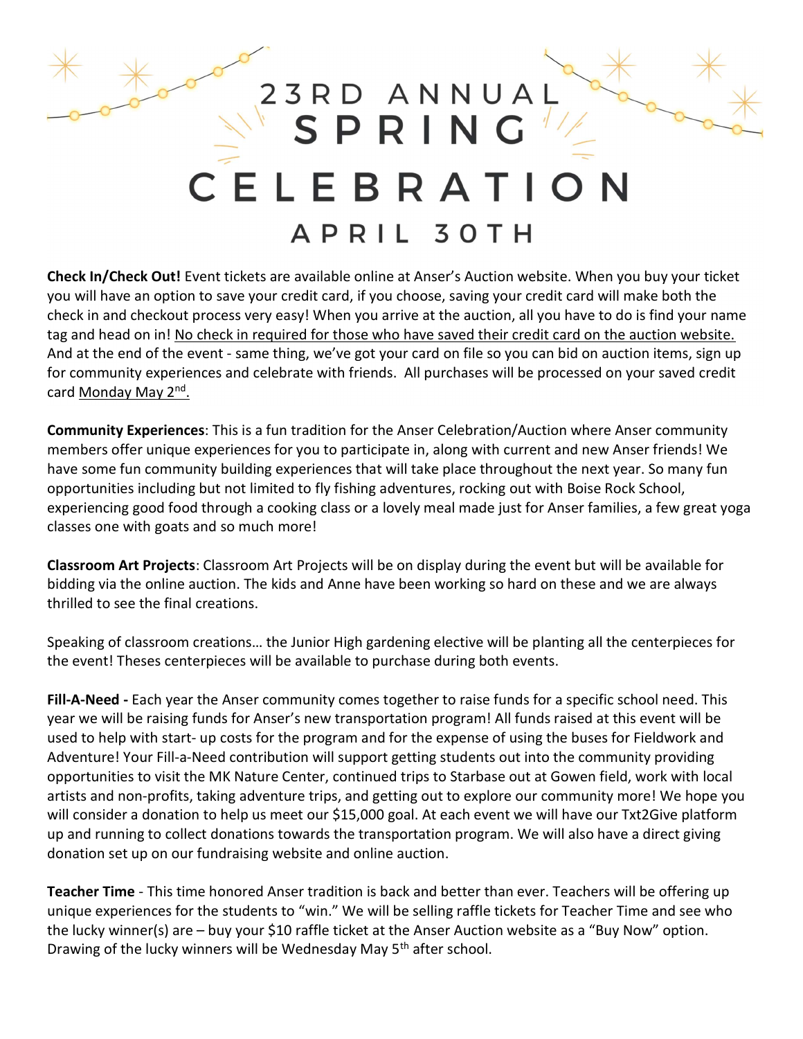# 23RD ANNUAL SPRING CELEBRATION

## APRIL 30TH

**Check In/Check Out!** Event tickets are available online at Anser's Auction website. When you buy your ticket you will have an option to save your credit card, if you choose, saving your credit card will make both the check in and checkout process very easy! When you arrive at the auction, all you have to do is find your name tag and head on in! No check in required for those who have saved their credit card on the auction website. And at the end of the event - same thing, we've got your card on file so you can bid on auction items, sign up for community experiences and celebrate with friends. All purchases will be processed on your saved credit card Monday May 2nd.

**Community Experiences**: This is a fun tradition for the Anser Celebration/Auction where Anser community members offer unique experiences for you to participate in, along with current and new Anser friends! We have some fun community building experiences that will take place throughout the next year. So many fun opportunities including but not limited to fly fishing adventures, rocking out with Boise Rock School, experiencing good food through a cooking class or a lovely meal made just for Anser families, a few great yoga classes one with goats and so much more!

**Classroom Art Projects**: Classroom Art Projects will be on display during the event but will be available for bidding via the online auction. The kids and Anne have been working so hard on these and we are always thrilled to see the final creations.

Speaking of classroom creations… the Junior High gardening elective will be planting all the centerpieces for the event! Theses centerpieces will be available to purchase during both events.

**Fill-A-Need -** Each year the Anser community comes together to raise funds for a specific school need. This year we will be raising funds for Anser's new transportation program! All funds raised at this event will be used to help with start- up costs for the program and for the expense of using the buses for Fieldwork and Adventure! Your Fill-a-Need contribution will support getting students out into the community providing opportunities to visit the MK Nature Center, continued trips to Starbase out at Gowen field, work with local artists and non-profits, taking adventure trips, and getting out to explore our community more! We hope you will consider a donation to help us meet our $15,000 goal. At each event we will have our Txt2Give platform up and running to collect donations towards the transportation program. We will also have a direct giving donation set up on our fundraising website and online auction.

**Teacher Time** - This time honored Anser tradition is back and better than ever. Teachers will be offering up unique experiences for the students to "win." We will be selling raffle tickets for Teacher Time and see who the lucky winner(s) are – buy your $10 raffle ticket at the Anser Auction website as a "Buy Now" option. Drawing of the lucky winners will be Wednesday May 5th after school.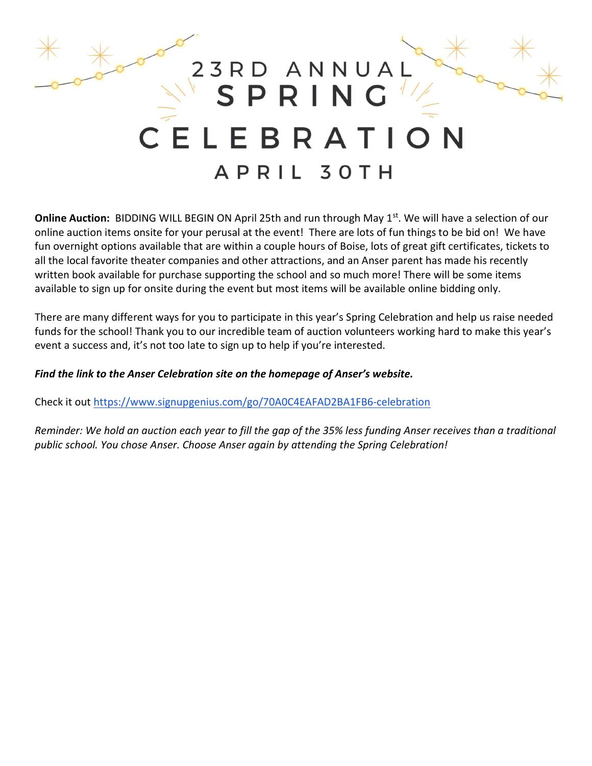# 23RD ANNUAL SPRING CELEBRATION

## APRIL 30TH

**Online Auction:** BIDDING WILL BEGIN ON April 25th and run through May 1st. We will have a selection of our online auction items onsite for your perusal at the event! There are lots of fun things to be bid on! We have fun overnight options available that are within a couple hours of Boise, lots of great gift certificates, tickets to all the local favorite theater companies and other attractions, and an Anser parent has made his recently written book available for purchase supporting the school and so much more! There will be some items available to sign up for onsite during the event but most items will be available online bidding only.

There are many different ways for you to participate in this year's Spring Celebration and help us raise needed funds for the school! Thank you to our incredible team of auction volunteers working hard to make this year's event a success and, it's not too late to sign up to help if you're interested.

***Find the link to the Anser Celebration site on the homepage of Anser's website.***

Check it out https://www.signupgenius.com/go/70A0C4EAFAD2BA1FB6-celebration

*Reminder: We hold an auction each year to fill the gap of the 35% less funding Anser receives than a traditional public school. You chose Anser. Choose Anser again by attending the Spring Celebration!*